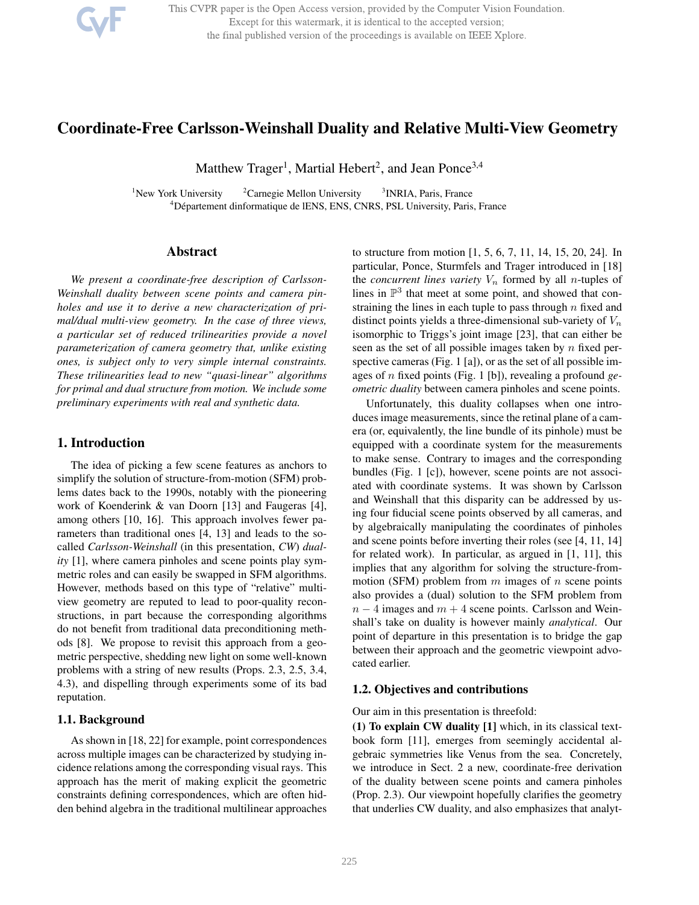# Coordinate-Free Carlsson-Weinshall Duality and Relative Multi-View Geometry

Matthew Trager[1], Martial Hebert[2], and Jean Ponce[3,4]

[1]New York University [2]Carnegie Mellon University [3]INRIA, Paris, France
[4]Département dinformatique de lENS, ENS, CNRS, PSL University, Paris, France

## Abstract

*We present a coordinate-free description of Carlsson-Weinshall duality between scene points and camera pinholes and use it to derive a new characterization of primal/dual multi-view geometry. In the case of three views, a particular set of reduced trilinearities provide a novel parameterization of camera geometry that, unlike existing ones, is subject only to very simple internal constraints. These trilinearities lead to new "quasi-linear" algorithms for primal and dual structure from motion. We include some preliminary experiments with real and synthetic data.*

## 1. Introduction

The idea of picking a few scene features as anchors to simplify the solution of structure-from-motion (SFM) problems dates back to the 1990s, notably with the pioneering work of Koenderink & van Doorn [13] and Faugeras [4], among others [10, 16]. This approach involves fewer parameters than traditional ones [4, 13] and leads to the so-called *Carlsson-Weinshall* (in this presentation, *CW*) *duality* [1], where camera pinholes and scene points play symmetric roles and can easily be swapped in SFM algorithms. However, methods based on this type of "relative" multi-view geometry are reputed to lead to poor-quality reconstructions, in part because the corresponding algorithms do not benefit from traditional data preconditioning methods [8]. We propose to revisit this approach from a geometric perspective, shedding new light on some well-known problems with a string of new results (Props. 2.3, 2.5, 3.4, 4.3), and dispelling through experiments some of its bad reputation.

### 1.1. Background

As shown in [18, 22] for example, point correspondences across multiple images can be characterized by studying incidence relations among the corresponding visual rays. This approach has the merit of making explicit the geometric constraints defining correspondences, which are often hidden behind algebra in the traditional multilinear approaches to structure from motion [1, 5, 6, 7, 11, 14, 15, 20, 24]. In particular, Ponce, Sturmfels and Trager introduced in [18] the *concurrent lines variety* $V_n$ formed by all $n$-tuples of lines in $\mathbb{P}^3$ that meet at some point, and showed that constraining the lines in each tuple to pass through $n$ fixed and distinct points yields a three-dimensional sub-variety of $V_n$ isomorphic to Triggs's joint image [23], that can either be seen as the set of all possible images taken by $n$ fixed perspective cameras (Fig. 1 [a]), or as the set of all possible images of $n$ fixed points (Fig. 1 [b]), revealing a profound *geometric duality* between camera pinholes and scene points.

Unfortunately, this duality collapses when one introduces image measurements, since the retinal plane of a camera (or, equivalently, the line bundle of its pinhole) must be equipped with a coordinate system for the measurements to make sense. Contrary to images and the corresponding bundles (Fig. 1 [c]), however, scene points are not associated with coordinate systems. It was shown by Carlsson and Weinshall that this disparity can be addressed by using four fiducial scene points observed by all cameras, and by algebraically manipulating the coordinates of pinholes and scene points before inverting their roles (see [4, 11, 14] for related work). In particular, as argued in [1, 11], this implies that any algorithm for solving the structure-from-motion (SFM) problem from $m$ images of $n$ scene points also provides a (dual) solution to the SFM problem from $n-4$ images and $m+4$ scene points. Carlsson and Weinshall's take on duality is however mainly *analytical*. Our point of departure in this presentation is to bridge the gap between their approach and the geometric viewpoint advocated earlier.

### 1.2. Objectives and contributions

Our aim in this presentation is threefold:

**(1) To explain CW duality [1]** which, in its classical textbook form [11], emerges from seemingly accidental algebraic symmetries like Venus from the sea. Concretely, we introduce in Sect. 2 a new, coordinate-free derivation of the duality between scene points and camera pinholes (Prop. 2.3). Our viewpoint hopefully clarifies the geometry that underlies CW duality, and also emphasizes that analyt-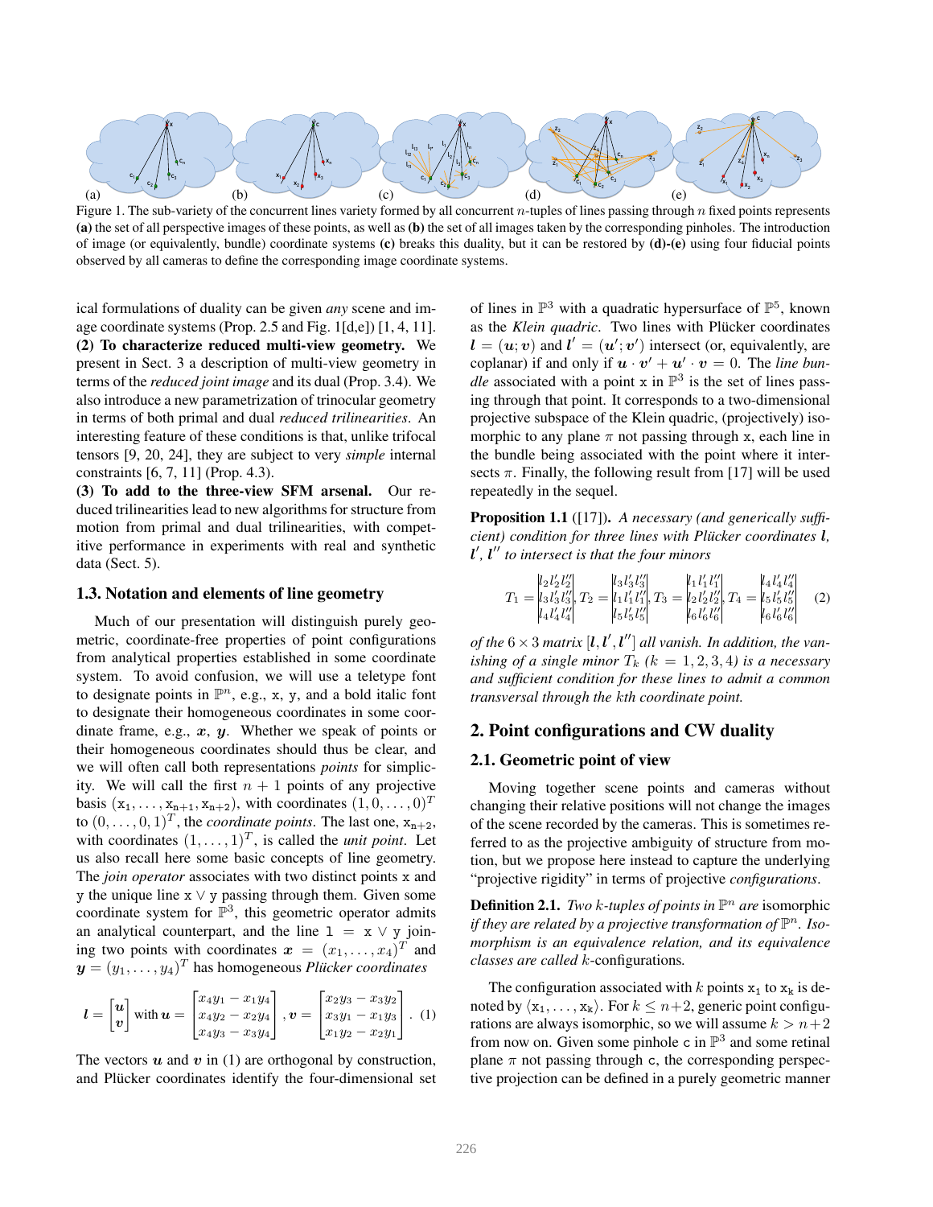Figure 1. The sub-variety of the concurrent lines variety formed by all concurrent $n$-tuples of lines passing through $n$ fixed points represents **(a)** the set of all perspective images of these points, as well as **(b)** the set of all images taken by the corresponding pinholes. The introduction of image (or equivalently, bundle) coordinate systems **(c)** breaks this duality, but it can be restored by **(d)-(e)** using four fiducial points observed by all cameras to define the corresponding image coordinate systems.

ical formulations of duality can be given *any* scene and image coordinate systems (Prop. 2.5 and Fig. 1[d,e]) [1, 4, 11].
**(2) To characterize reduced multi-view geometry.** We present in Sect. 3 a description of multi-view geometry in terms of the *reduced joint image* and its dual (Prop. 3.4). We also introduce a new parametrization of trinocular geometry in terms of both primal and dual *reduced trilinearities*. An interesting feature of these conditions is that, unlike trifocal tensors [9, 20, 24], they are subject to very *simple* internal constraints [6, 7, 11] (Prop. 4.3).
**(3) To add to the three-view SFM arsenal.** Our reduced trilinearities lead to new algorithms for structure from motion from primal and dual trilinearities, with competitive performance in experiments with real and synthetic data (Sect. 5).

### 1.3. Notation and elements of line geometry

Much of our presentation will distinguish purely geometric, coordinate-free properties of point configurations from analytical properties established in some coordinate system. To avoid confusion, we will use a teletype font to designate points in $\mathbb{P}^n$, e.g., $\mathtt{x}$, $\mathtt{y}$, and a bold italic font to designate their homogeneous coordinates in some coordinate frame, e.g., $\boldsymbol{x}$, $\boldsymbol{y}$. Whether we speak of points or their homogeneous coordinates should thus be clear, and we will often call both representations *points* for simplicity. We will call the first $n+1$ points of any projective basis $(\mathtt{x}_1, \ldots, \mathtt{x}_{n+1}, \mathtt{x}_{n+2})$, with coordinates $(1, 0, \ldots, 0)^T$ to $(0, \ldots, 0, 1)^T$, the *coordinate points*. The last one, $\mathtt{x}_{n+2}$, with coordinates $(1, \ldots, 1)^T$, is called the *unit point*. Let us also recall here some basic concepts of line geometry. The *join operator* associates with two distinct points $\mathtt{x}$ and $\mathtt{y}$ the unique line $\mathtt{x} \vee \mathtt{y}$ passing through them. Given some coordinate system for $\mathbb{P}^3$, this geometric operator admits an analytical counterpart, and the line $\mathtt{l} = \mathtt{x} \vee \mathtt{y}$ joining two points with coordinates $\boldsymbol{x} = (x_1, \ldots, x_4)^T$ and $\boldsymbol{y} = (y_1, \ldots, y_4)^T$ has homogeneous *Plücker coordinates*

$$\boldsymbol{l} = \begin{bmatrix} \boldsymbol{u} \\ \boldsymbol{v} \end{bmatrix} \text{ with } \boldsymbol{u} = \begin{bmatrix} x_4 y_1 - x_1 y_4 \\ x_4 y_2 - x_2 y_4 \\ x_4 y_3 - x_3 y_4 \end{bmatrix}, \boldsymbol{v} = \begin{bmatrix} x_2 y_3 - x_3 y_2 \\ x_3 y_1 - x_1 y_3 \\ x_1 y_2 - x_2 y_1 \end{bmatrix}. \quad (1)$$

The vectors $\boldsymbol{u}$ and $\boldsymbol{v}$ in (1) are orthogonal by construction, and Plücker coordinates identify the four-dimensional set of lines in $\mathbb{P}^3$ with a quadratic hypersurface of $\mathbb{P}^5$, known as the *Klein quadric*. Two lines with Plücker coordinates $\boldsymbol{l} = (\boldsymbol{u}; \boldsymbol{v})$ and $\boldsymbol{l}' = (\boldsymbol{u}'; \boldsymbol{v}')$ intersect (or, equivalently, are coplanar) if and only if $\boldsymbol{u} \cdot \boldsymbol{v}' + \boldsymbol{u}' \cdot \boldsymbol{v} = 0$. The *line bundle* associated with a point $\mathtt{x}$ in $\mathbb{P}^3$ is the set of lines passing through that point. It corresponds to a two-dimensional projective subspace of the Klein quadric, (projectively) isomorphic to any plane $\pi$ not passing through $\mathtt{x}$, each line in the bundle being associated with the point where it intersects $\pi$. Finally, the following result from [17] will be used repeatedly in the sequel.

**Proposition 1.1** ([17]). *A necessary (and generically sufficient) condition for three lines with Plücker coordinates $\boldsymbol{l}$, $\boldsymbol{l}'$, $\boldsymbol{l}''$ to intersect is that the four minors*

$$T_1 = \begin{vmatrix} l_2 l'_2 l''_2 \\ l_3 l'_3 l''_3 \\ l_4 l'_4 l''_4 \end{vmatrix}, T_2 = \begin{vmatrix} l_3 l'_3 l''_3 \\ l_1 l'_1 l''_1 \\ l_5 l'_5 l''_5 \end{vmatrix}, T_3 = \begin{vmatrix} l_1 l'_1 l''_1 \\ l_2 l'_2 l''_2 \\ l_6 l'_6 l''_6 \end{vmatrix}, T_4 = \begin{vmatrix} l_4 l'_4 l''_4 \\ l_5 l'_5 l''_5 \\ l_6 l'_6 l''_6 \end{vmatrix} \quad (2)$$

*of the $6 \times 3$ matrix $[\boldsymbol{l}, \boldsymbol{l}', \boldsymbol{l}'']$ all vanish. In addition, the vanishing of a single minor $T_k$ ($k = 1, 2, 3, 4$) is a necessary and sufficient condition for these lines to admit a common transversal through the $k$th coordinate point.*

## 2. Point configurations and CW duality

### 2.1. Geometric point of view

Moving together scene points and cameras without changing their relative positions will not change the images of the scene recorded by the cameras. This is sometimes referred to as the projective ambiguity of structure from motion, but we propose here instead to capture the underlying "projective rigidity" in terms of projective *configurations*.

**Definition 2.1.** *Two $k$-tuples of points in $\mathbb{P}^n$ are* isomorphic *if they are related by a projective transformation of $\mathbb{P}^n$. Isomorphism is an equivalence relation, and its equivalence classes are called $k$-configurations.*

The configuration associated with $k$ points $\mathtt{x}_1$ to $\mathtt{x}_k$ is denoted by $\langle \mathtt{x}_1, \ldots, \mathtt{x}_k \rangle$. For $k \le n+2$, generic point configurations are always isomorphic, so we will assume $k > n+2$ from now on. Given some pinhole $\mathtt{c}$ in $\mathbb{P}^3$ and some retinal plane $\pi$ not passing through $\mathtt{c}$, the corresponding perspective projection can be defined in a purely geometric manner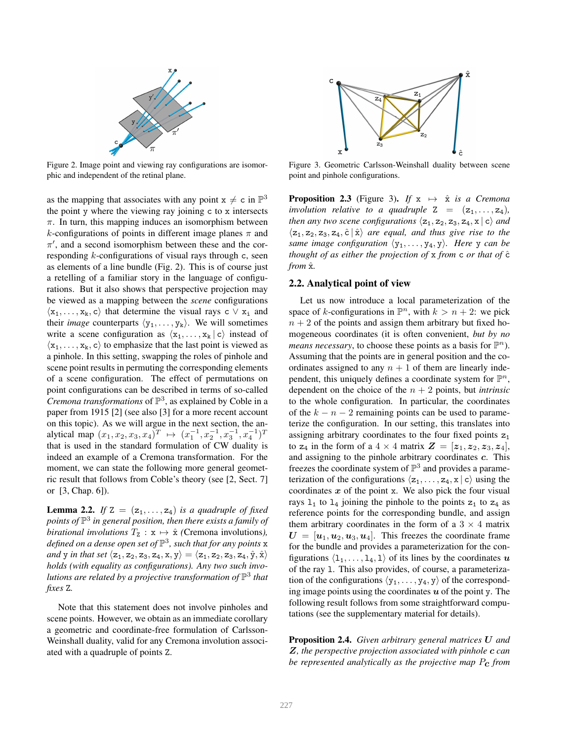Figure 2. Image point and viewing ray configurations are isomorphic and independent of the retinal plane.

as the mapping that associates with any point $\mathtt{x} \neq \mathtt{c}$ in $\mathbb{P}^3$ the point $\mathtt{y}$ where the viewing ray joining $\mathtt{c}$ to $\mathtt{x}$ intersects $\pi$. In turn, this mapping induces an isomorphism between $k$-configurations of points in different image planes $\pi$ and $\pi'$, and a second isomorphism between these and the corresponding $k$-configurations of visual rays through $\mathtt{c}$, seen as elements of a line bundle (Fig. 2). This is of course just a retelling of a familiar story in the language of configurations. But it also shows that perspective projection may be viewed as a mapping between the *scene* configurations $\langle \mathtt{x}_1, \ldots, \mathtt{x}_k, \mathtt{c} \rangle$ that determine the visual rays $\mathtt{c} \vee \mathtt{x}_i$ and their *image* counterparts $\langle \mathtt{y}_1, \ldots, \mathtt{y}_k \rangle$. We will sometimes write a scene configuration as $\langle \mathtt{x}_1, \ldots, \mathtt{x}_k \,|\, \mathtt{c} \rangle$ instead of $\langle \mathtt{x}_1, \ldots, \mathtt{x}_k, \mathtt{c} \rangle$ to emphasize that the last point is viewed as a pinhole. In this setting, swapping the roles of pinhole and scene point results in permuting the corresponding elements of a scene configuration. The effect of permutations on point configurations can be described in terms of so-called *Cremona transformations* of $\mathbb{P}^3$, as explained by Coble in a paper from 1915 [2] (see also [3] for a more recent account on this topic). As we will argue in the next section, the analytical map $(x_1, x_2, x_3, x_4)^T \mapsto (x_1^{-1}, x_2^{-1}, x_3^{-1}, x_4^{-1})^T$ that is used in the standard formulation of CW duality is indeed an example of a Cremona transformation. For the moment, we can state the following more general geometric result that follows from Coble's theory (see [2, Sect. 7] or [3, Chap. 6]).

**Lemma 2.2.** *If $\mathtt{Z} = (\mathtt{z}_1, \ldots, \mathtt{z}_4)$ is a quadruple of fixed points of $\mathbb{P}^3$ in general position, then there exists a family of birational involutions $T_{\mathtt{Z}} : \mathtt{x} \mapsto \hat{\mathtt{x}}$ (*Cremona involutions*), defined on a dense open set of $\mathbb{P}^3$, such that for any points $\mathtt{x}$ and $\mathtt{y}$ in that set $\langle \mathtt{z}_1, \mathtt{z}_2, \mathtt{z}_3, \mathtt{z}_4, \mathtt{x}, \mathtt{y} \rangle = \langle \mathtt{z}_1, \mathtt{z}_2, \mathtt{z}_3, \mathtt{z}_4, \hat{\mathtt{y}}, \hat{\mathtt{x}} \rangle$ holds (with equality as configurations). Any two such involutions are related by a projective transformation of $\mathbb{P}^3$ that fixes $\mathtt{Z}$.*

Note that this statement does not involve pinholes and scene points. However, we obtain as an immediate corollary a geometric and coordinate-free formulation of Carlsson-Weinshall duality, valid for any Cremona involution associated with a quadruple of points $\mathtt{Z}$.

Figure 3. Geometric Carlsson-Weinshall duality between scene point and pinhole configurations.

**Proposition 2.3** (Figure 3)**.** *If $\mathtt{x} \mapsto \hat{\mathtt{x}}$ is a Cremona involution relative to a quadruple $\mathtt{Z} = (\mathtt{z}_1, \ldots, \mathtt{z}_4)$, then any two scene configurations $\langle \mathtt{z}_1, \mathtt{z}_2, \mathtt{z}_3, \mathtt{z}_4, \mathtt{x} \,|\, \mathtt{c} \rangle$ and $\langle \mathtt{z}_1, \mathtt{z}_2, \mathtt{z}_3, \mathtt{z}_4, \hat{\mathtt{c}} \,|\, \hat{\mathtt{x}} \rangle$ are equal, and thus give rise to the same image configuration $\langle \mathtt{y}_1, \ldots, \mathtt{y}_4, \mathtt{y} \rangle$. Here $\mathtt{y}$ can be thought of as either the projection of $\mathtt{x}$ from $\mathtt{c}$ or that of $\hat{\mathtt{c}}$ from $\hat{\mathtt{x}}$.*

## 2.2. Analytical point of view

Let us now introduce a local parameterization of the space of $k$-configurations in $\mathbb{P}^n$, with $k > n + 2$: we pick $n + 2$ of the points and assign them arbitrary but fixed homogeneous coordinates (it is often convenient, *but by no means necessary*, to choose these points as a basis for $\mathbb{P}^n$). Assuming that the points are in general position and the coordinates assigned to any $n + 1$ of them are linearly independent, this uniquely defines a coordinate system for $\mathbb{P}^n$, dependent on the choice of the $n + 2$ points, but *intrinsic* to the whole configuration. In particular, the coordinates of the $k - n - 2$ remaining points can be used to parameterize the configuration. In our setting, this translates into assigning arbitrary coordinates to the four fixed points $\mathtt{z}_1$ to $\mathtt{z}_4$ in the form of a $4 \times 4$ matrix $\boldsymbol{Z} = [\boldsymbol{z}_1, \boldsymbol{z}_2, \boldsymbol{z}_3, \boldsymbol{z}_4]$, and assigning to the pinhole arbitrary coordinates $\boldsymbol{c}$. This freezes the coordinate system of $\mathbb{P}^3$ and provides a parameterization of the configurations $\langle \mathtt{z}_1, \ldots, \mathtt{z}_4, \mathtt{x} \,|\, \mathtt{c} \rangle$ using the coordinates $\boldsymbol{x}$ of the point $\mathtt{x}$. We also pick the four visual rays $\mathtt{l}_1$ to $\mathtt{l}_4$ joining the pinhole to the points $\mathtt{z}_1$ to $\mathtt{z}_4$ as reference points for the corresponding bundle, and assign them arbitrary coordinates in the form of a $3 \times 4$ matrix $\boldsymbol{U} = [\boldsymbol{u}_1, \boldsymbol{u}_2, \boldsymbol{u}_3, \boldsymbol{u}_4]$. This freezes the coordinate frame for the bundle and provides a parameterization for the configurations $\langle \mathtt{l}_1, \ldots, \mathtt{l}_4, \mathtt{l} \rangle$ of its lines by the coordinates $\boldsymbol{u}$ of the ray $\mathtt{l}$. This also provides, of course, a parameterization of the configurations $\langle \mathtt{y}_1, \ldots, \mathtt{y}_4, \mathtt{y} \rangle$ of the corresponding image points using the coordinates $\boldsymbol{u}$ of the point $\mathtt{y}$. The following result follows from some straightforward computations (see the supplementary material for details).

**Proposition 2.4.** *Given arbitrary general matrices $\boldsymbol{U}$ and $\boldsymbol{Z}$, the perspective projection associated with pinhole $\boldsymbol{c}$ can be represented analytically as the projective map $P_{\boldsymbol{c}}$ from*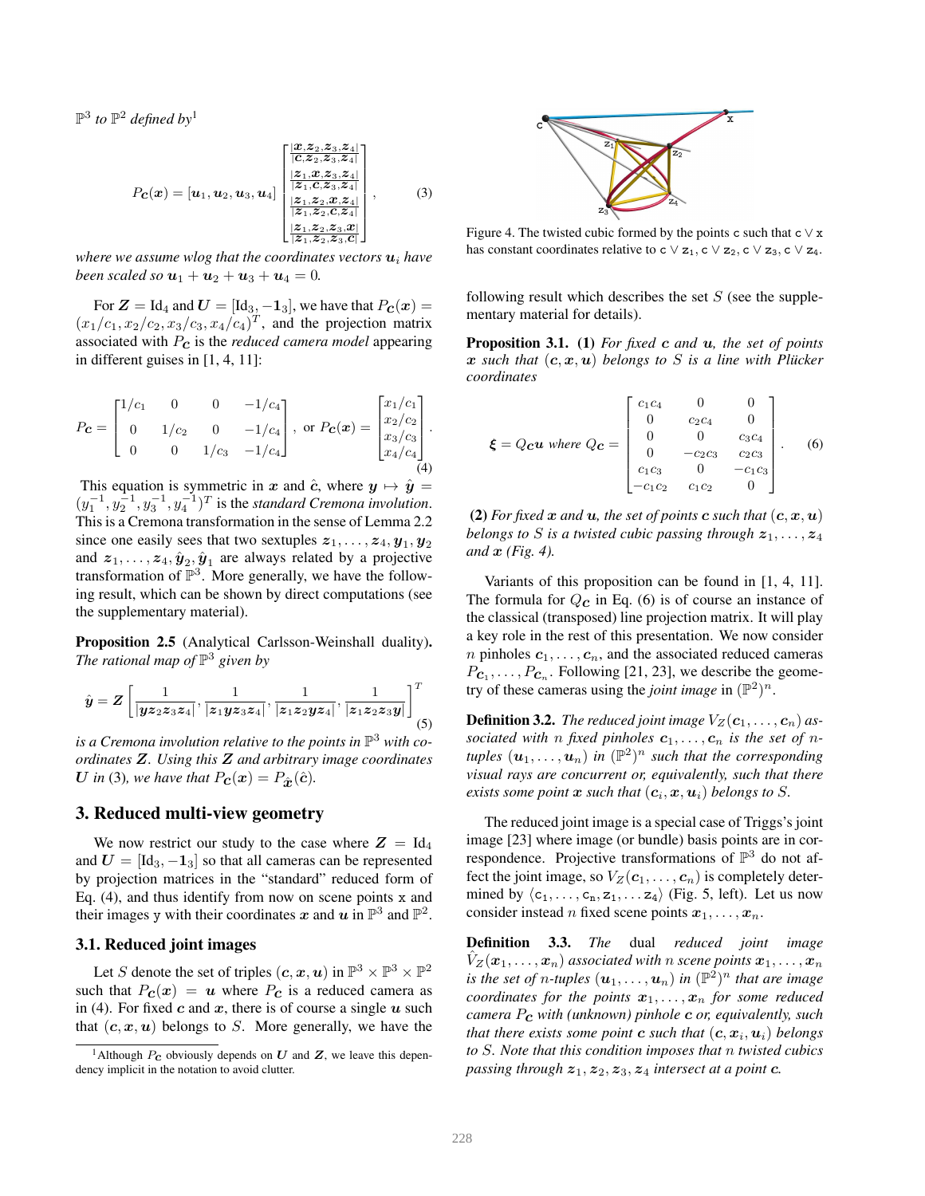$\mathbb{P}^3$ *to* $\mathbb{P}^2$ *defined by*[1]

$$P_{\boldsymbol{c}}(\boldsymbol{x}) = [\boldsymbol{u}_1, \boldsymbol{u}_2, \boldsymbol{u}_3, \boldsymbol{u}_4] \begin{bmatrix} \frac{|\boldsymbol{x}, \boldsymbol{z}_2, \boldsymbol{z}_3, \boldsymbol{z}_4|}{|\boldsymbol{c}, \boldsymbol{z}_2, \boldsymbol{z}_3, \boldsymbol{z}_4|} \\ \frac{|\boldsymbol{z}_1, \boldsymbol{x}, \boldsymbol{z}_3, \boldsymbol{z}_4|}{|\boldsymbol{z}_1, \boldsymbol{c}, \boldsymbol{z}_3, \boldsymbol{z}_4|} \\ \frac{|\boldsymbol{z}_1, \boldsymbol{z}_2, \boldsymbol{x}, \boldsymbol{z}_4|}{|\boldsymbol{z}_1, \boldsymbol{z}_2, \boldsymbol{c}, \boldsymbol{z}_4|} \\ \frac{|\boldsymbol{z}_1, \boldsymbol{z}_2, \boldsymbol{z}_3, \boldsymbol{x}|}{|\boldsymbol{z}_1, \boldsymbol{z}_2, \boldsymbol{z}_3, \boldsymbol{c}|} \end{bmatrix}, \tag{3}$$

*where we assume wlog that the coordinates vectors* $\boldsymbol{u}_i$ *have been scaled so* $\boldsymbol{u}_1 + \boldsymbol{u}_2 + \boldsymbol{u}_3 + \boldsymbol{u}_4 = 0$*.*

For $\boldsymbol{Z} = \mathrm{Id}_4$ and $\boldsymbol{U} = [\mathrm{Id}_3, -\mathbf{1}_3]$, we have that $P_{\boldsymbol{c}}(\boldsymbol{x}) = (x_1/c_1, x_2/c_2, x_3/c_3, x_4/c_4)^T$, and the projection matrix associated with $P_{\boldsymbol{c}}$ is the *reduced camera model* appearing in different guises in [1, 4, 11]:

$$P_{\boldsymbol{c}} = \begin{bmatrix} 1/c_1 & 0 & 0 & -1/c_4 \\ 0 & 1/c_2 & 0 & -1/c_4 \\ 0 & 0 & 1/c_3 & -1/c_4 \end{bmatrix}, \text{ or } P_{\boldsymbol{c}}(\boldsymbol{x}) = \begin{bmatrix} x_1/c_1 \\ x_2/c_2 \\ x_3/c_3 \\ x_4/c_4 \end{bmatrix}. \tag{4}$$

This equation is symmetric in $\boldsymbol{x}$ and $\hat{\mathrm{c}}$, where $\boldsymbol{y} \mapsto \hat{\boldsymbol{y}} = (y_1^{-1}, y_2^{-1}, y_3^{-1}, y_4^{-1})^T$ is the *standard Cremona involution*. This is a Cremona transformation in the sense of Lemma 2.2 since one easily sees that two sextuples $\boldsymbol{z}_1, \ldots, \boldsymbol{z}_4, \boldsymbol{y}_1, \boldsymbol{y}_2$ and $\boldsymbol{z}_1, \ldots, \boldsymbol{z}_4, \hat{\boldsymbol{y}}_2, \hat{\boldsymbol{y}}_1$ are always related by a projective transformation of $\mathbb{P}^3$. More generally, we have the following result, which can be shown by direct computations (see the supplementary material).

**Proposition 2.5** (Analytical Carlsson-Weinshall duality)**.** *The rational map of* $\mathbb{P}^3$ *given by*

$$\hat{\boldsymbol{y}} = \boldsymbol{Z}\left[\frac{1}{|\boldsymbol{y}\boldsymbol{z}_2\boldsymbol{z}_3\boldsymbol{z}_4|}, \frac{1}{|\boldsymbol{z}_1\boldsymbol{y}\boldsymbol{z}_3\boldsymbol{z}_4|}, \frac{1}{|\boldsymbol{z}_1\boldsymbol{z}_2\boldsymbol{y}\boldsymbol{z}_4|}, \frac{1}{|\boldsymbol{z}_1\boldsymbol{z}_2\boldsymbol{z}_3\boldsymbol{y}|}\right]^T \tag{5}$$

*is a Cremona involution relative to the points in* $\mathbb{P}^3$ *with coordinates* $\boldsymbol{Z}$*. Using this* $\boldsymbol{Z}$ *and arbitrary image coordinates* $\boldsymbol{U}$ *in* (3)*, we have that* $P_{\boldsymbol{c}}(\boldsymbol{x}) = P_{\hat{\boldsymbol{x}}}(\hat{\boldsymbol{c}})$*.*

## 3. Reduced multi-view geometry

We now restrict our study to the case where $\boldsymbol{Z} = \mathrm{Id}_4$ and $\boldsymbol{U} = [\mathrm{Id}_3, -\mathbf{1}_3]$ so that all cameras can be represented by projection matrices in the "standard" reduced form of Eq. (4), and thus identify from now on scene points x and their images y with their coordinates $\boldsymbol{x}$ and $\boldsymbol{u}$ in $\mathbb{P}^3$ and $\mathbb{P}^2$.

### 3.1. Reduced joint images

Let $S$ denote the set of triples $(\boldsymbol{c}, \boldsymbol{x}, \boldsymbol{u})$ in $\mathbb{P}^3 \times \mathbb{P}^3 \times \mathbb{P}^2$ such that $P_{\boldsymbol{c}}(\boldsymbol{x}) = \boldsymbol{u}$ where $P_{\boldsymbol{c}}$ is a reduced camera as in (4). For fixed $\boldsymbol{c}$ and $\boldsymbol{x}$, there is of course a single $\boldsymbol{u}$ such that $(\boldsymbol{c}, \boldsymbol{x}, \boldsymbol{u})$ belongs to $S$. More generally, we have the following result which describes the set $S$ (see the supplementary material for details).

[1]Although $P_{\boldsymbol{c}}$ obviously depends on $\boldsymbol{U}$ and $\boldsymbol{Z}$, we leave this dependency implicit in the notation to avoid clutter.

Figure 4. The twisted cubic formed by the points c such that $\mathrm{c} \vee \mathrm{x}$ has constant coordinates relative to $\mathrm{c} \vee \mathrm{z}_1, \mathrm{c} \vee \mathrm{z}_2, \mathrm{c} \vee \mathrm{z}_3, \mathrm{c} \vee \mathrm{z}_4$.

**Proposition 3.1.** **(1)** *For fixed* $\boldsymbol{c}$ *and* $\boldsymbol{u}$*, the set of points* $\boldsymbol{x}$ *such that* $(\boldsymbol{c}, \boldsymbol{x}, \boldsymbol{u})$ *belongs to* $S$ *is a line with Plücker coordinates*

$$\boldsymbol{\xi} = Q_{\boldsymbol{c}}\boldsymbol{u} \text{ where } Q_{\boldsymbol{c}} = \begin{bmatrix} c_1c_4 & 0 & 0 \\ 0 & c_2c_4 & 0 \\ 0 & 0 & c_3c_4 \\ 0 & -c_2c_3 & c_2c_3 \\ c_1c_3 & 0 & -c_1c_3 \\ -c_1c_2 & c_1c_2 & 0 \end{bmatrix}. \tag{6}$$

**(2)** *For fixed* $\boldsymbol{x}$ *and* $\boldsymbol{u}$*, the set of points* $\boldsymbol{c}$ *such that* $(\boldsymbol{c}, \boldsymbol{x}, \boldsymbol{u})$ *belongs to* $S$ *is a twisted cubic passing through* $\boldsymbol{z}_1, \ldots, \boldsymbol{z}_4$ *and* $\boldsymbol{x}$ *(Fig. 4).*

Variants of this proposition can be found in [1, 4, 11]. The formula for $Q_{\boldsymbol{c}}$ in Eq. (6) is of course an instance of the classical (transposed) line projection matrix. It will play a key role in the rest of this presentation. We now consider $n$ pinholes $\boldsymbol{c}_1, \ldots, \boldsymbol{c}_n$, and the associated reduced cameras $P_{\boldsymbol{c}_1}, \ldots, P_{\boldsymbol{c}_n}$. Following [21, 23], we describe the geometry of these cameras using the *joint image* in $(\mathbb{P}^2)^n$.

**Definition 3.2.** *The reduced joint image* $V_Z(\boldsymbol{c}_1, \ldots, \boldsymbol{c}_n)$ *associated with* $n$ *fixed pinholes* $\boldsymbol{c}_1, \ldots, \boldsymbol{c}_n$ *is the set of* $n$*-tuples* $(\boldsymbol{u}_1, \ldots, \boldsymbol{u}_n)$ *in* $(\mathbb{P}^2)^n$ *such that the corresponding visual rays are concurrent or, equivalently, such that there exists some point* $\boldsymbol{x}$ *such that* $(\boldsymbol{c}_i, \boldsymbol{x}, \boldsymbol{u}_i)$ *belongs to* $S$*.*

The reduced joint image is a special case of Triggs's joint image [23] where image (or bundle) basis points are in correspondence. Projective transformations of $\mathbb{P}^3$ do not affect the joint image, so $V_Z(\boldsymbol{c}_1, \ldots, \boldsymbol{c}_n)$ is completely determined by $\langle \mathrm{c}_1, \ldots, \mathrm{c}_n, \mathrm{z}_1, \ldots \mathrm{z}_4 \rangle$ (Fig. 5, left). Let us now consider instead $n$ fixed scene points $\boldsymbol{x}_1, \ldots, \boldsymbol{x}_n$.

**Definition 3.3.** *The dual reduced joint image* $\hat{V}_Z(\boldsymbol{x}_1, \ldots, \boldsymbol{x}_n)$ *associated with* $n$ *scene points* $\boldsymbol{x}_1, \ldots, \boldsymbol{x}_n$ *is the set of* $n$*-tuples* $(\boldsymbol{u}_1, \ldots, \boldsymbol{u}_n)$ *in* $(\mathbb{P}^2)^n$ *that are image coordinates for the points* $\boldsymbol{x}_1, \ldots, \boldsymbol{x}_n$ *for some reduced camera* $P_{\boldsymbol{c}}$ *with (unknown) pinhole* $\boldsymbol{c}$ *or, equivalently, such that there exists some point* $\boldsymbol{c}$ *such that* $(\boldsymbol{c}, \boldsymbol{x}_i, \boldsymbol{u}_i)$ *belongs to* $S$*. Note that this condition imposes that* $n$ *twisted cubics passing through* $\boldsymbol{z}_1, \boldsymbol{z}_2, \boldsymbol{z}_3, \boldsymbol{z}_4$ *intersect at a point* $\boldsymbol{c}$*.*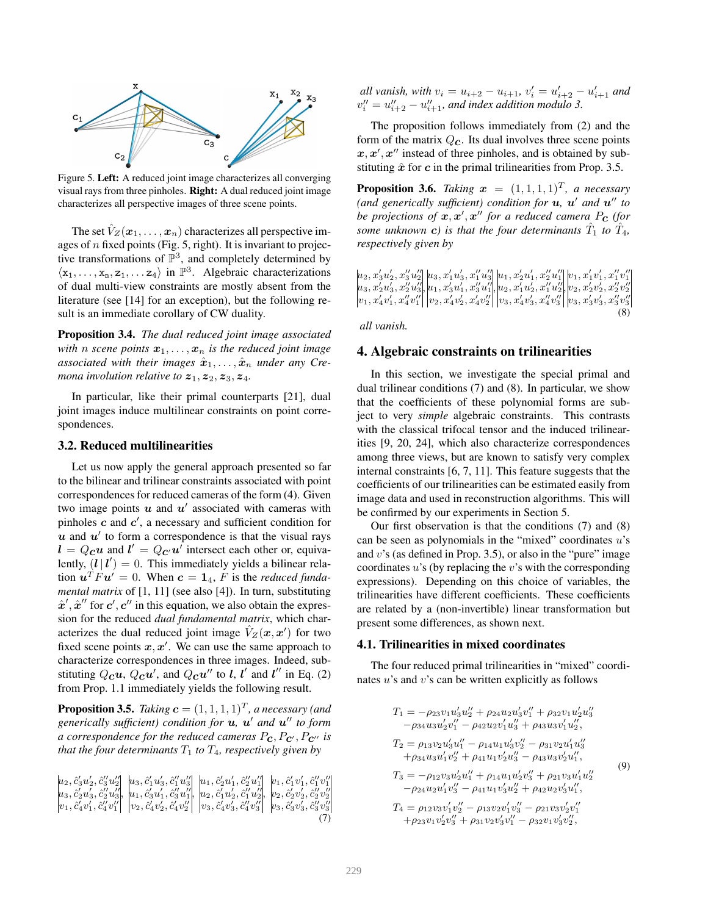Figure 5. **Left:** A reduced joint image characterizes all converging visual rays from three pinholes. **Right:** A dual reduced joint image characterizes all perspective images of three scene points.

The set $\hat{V}_Z(\boldsymbol{x}_1, \ldots, \boldsymbol{x}_n)$ characterizes all perspective images of $n$ fixed points (Fig. 5, right). It is invariant to projective transformations of $\mathbb{P}^3$, and completely determined by $\langle \mathrm{x}_1, \ldots, \mathrm{x}_n, \mathrm{z}_1, \ldots \mathrm{z}_4 \rangle$ in $\mathbb{P}^3$. Algebraic characterizations of dual multi-view constraints are mostly absent from the literature (see [14] for an exception), but the following result is an immediate corollary of CW duality.

**Proposition 3.4.** *The dual reduced joint image associated with $n$ scene points $\boldsymbol{x}_1, \ldots, \boldsymbol{x}_n$ is the reduced joint image associated with their images $\hat{\boldsymbol{x}}_1, \ldots, \hat{\boldsymbol{x}}_n$ under any Cremona involution relative to $\boldsymbol{z}_1, \boldsymbol{z}_2, \boldsymbol{z}_3, \boldsymbol{z}_4$.*

In particular, like their primal counterparts [21], dual joint images induce multilinear constraints on point correspondences.

### 3.2. Reduced multilinearities

Let us now apply the general approach presented so far to the bilinear and trilinear constraints associated with point correspondences for reduced cameras of the form (4). Given two image points $\boldsymbol{u}$ and $\boldsymbol{u}'$ associated with cameras with pinholes $\boldsymbol{c}$ and $\boldsymbol{c}'$, a necessary and sufficient condition for $\boldsymbol{u}$ and $\boldsymbol{u}'$ to form a correspondence is that the visual rays $\boldsymbol{l} = Q_{\boldsymbol{c}}\boldsymbol{u}$ and $\boldsymbol{l}' = Q_{\boldsymbol{c}'}\boldsymbol{u}'$ intersect each other or, equivalently, $(\boldsymbol{l} \,|\, \boldsymbol{l}') = 0$. This immediately yields a bilinear relation $\boldsymbol{u}^T F \boldsymbol{u}' = 0$. When $\boldsymbol{c} = \boldsymbol{1}_4$, $F$ is the *reduced fundamental matrix* of [1, 11] (see also [4]). In turn, substituting $\hat{\boldsymbol{x}}', \hat{\boldsymbol{x}}''$ for $\boldsymbol{c}', \boldsymbol{c}''$ in this equation, we also obtain the expression for the reduced *dual fundamental matrix*, which characterizes the dual reduced joint image $\hat{V}_Z(\boldsymbol{x}, \boldsymbol{x}')$ for two fixed scene points $\boldsymbol{x}, \boldsymbol{x}'$. We can use the same approach to characterize correspondences in three images. Indeed, substituting $Q_{\boldsymbol{c}}\boldsymbol{u}$, $Q_{\boldsymbol{c}}\boldsymbol{u}'$, and $Q_{\boldsymbol{c}}\boldsymbol{u}''$ to $\boldsymbol{l}$, $\boldsymbol{l}'$ and $\boldsymbol{l}''$ in Eq. (2) from Prop. 1.1 immediately yields the following result.

**Proposition 3.5.** *Taking $\boldsymbol{c} = (1,1,1,1)^T$, a necessary (and generically sufficient) condition for $\boldsymbol{u}$, $\boldsymbol{u}'$ and $\boldsymbol{u}''$ to form a correspondence for the reduced cameras $P_{\boldsymbol{c}}, P_{\boldsymbol{c}'}, P_{\boldsymbol{c}''}$ is that the four determinants $T_1$ to $T_4$, respectively given by*

$$
\begin{vmatrix} u_2, \hat{c}_3' u_2', \hat{c}_3'' u_2'' \\ u_3, \hat{c}_2' u_3', \hat{c}_2'' u_3'' \\ v_1, \hat{c}_4' v_1', \hat{c}_4'' v_1'' \end{vmatrix},
\begin{vmatrix} u_3, \hat{c}_1' u_3', \hat{c}_1'' u_3'' \\ u_1, \hat{c}_3' u_1', \hat{c}_3'' u_1'' \\ v_2, \hat{c}_4' v_2', \hat{c}_4'' v_2'' \end{vmatrix},
\begin{vmatrix} u_1, \hat{c}_2' u_1', \hat{c}_2'' u_1'' \\ u_2, \hat{c}_1' u_2', \hat{c}_1'' u_2'' \\ v_3, \hat{c}_4' v_3', \hat{c}_4'' v_3'' \end{vmatrix},
\begin{vmatrix} v_1, \hat{c}_1' v_1', \hat{c}_1'' v_1'' \\ v_2, \hat{c}_2' v_2', \hat{c}_2'' v_2'' \\ v_3, \hat{c}_3' v_3', \hat{c}_3'' v_3'' \end{vmatrix}
\tag{7}
$$

*all vanish, with $v_i = u_{i+2} - u_{i+1}$, $v_i' = u_{i+2}' - u_{i+1}'$ and $v_i'' = u_{i+2}'' - u_{i+1}''$, and index addition modulo 3.*

The proposition follows immediately from (2) and the form of the matrix $Q_{\boldsymbol{c}}$. Its dual involves three scene points $\boldsymbol{x}, \boldsymbol{x}', \boldsymbol{x}''$ instead of three pinholes, and is obtained by substituting $\hat{\boldsymbol{x}}$ for $\boldsymbol{c}$ in the primal trilinearities from Prop. 3.5.

**Proposition 3.6.** *Taking $\boldsymbol{x} = (1,1,1,1)^T$, a necessary (and generically sufficient) condition for $\boldsymbol{u}$, $\boldsymbol{u}'$ and $\boldsymbol{u}''$ to be projections of $\boldsymbol{x}, \boldsymbol{x}', \boldsymbol{x}''$ for a reduced camera $P_{\boldsymbol{c}}$ (for some unknown $\boldsymbol{c}$) is that the four determinants $\hat{T}_1$ to $\hat{T}_4$, respectively given by*

$$
\begin{vmatrix} u_2, x_3' u_2', x_3'' u_2'' \\ u_3, x_2' u_3', x_2'' u_3'' \\ v_1, x_4' v_1', x_4'' v_1'' \end{vmatrix},
\begin{vmatrix} u_3, x_1' u_3', x_1'' u_3'' \\ u_1, x_3' u_1', x_3'' u_1'' \\ v_2, x_4' v_2', x_4' v_2'' \end{vmatrix},
\begin{vmatrix} u_1, x_2' u_1', x_2'' u_1'' \\ u_2, x_1' u_2', x_1'' u_2'' \\ v_3, x_4' v_3', x_4'' v_3'' \end{vmatrix},
\begin{vmatrix} v_1, x_1' v_1', x_1'' v_1'' \\ v_2, x_2' v_2', x_2'' v_2'' \\ v_3, x_3' v_3', x_3'' v_3'' \end{vmatrix}
\tag{8}
$$

*all vanish.*

## 4. Algebraic constraints on trilinearities

In this section, we investigate the special primal and dual trilinear conditions (7) and (8). In particular, we show that the coefficients of these polynomial forms are subject to very *simple* algebraic constraints. This contrasts with the classical trifocal tensor and the induced trilinearities [9, 20, 24], which also characterize correspondences among three views, but are known to satisfy very complex internal constraints [6, 7, 11]. This feature suggests that the coefficients of our trilinearities can be estimated easily from image data and used in reconstruction algorithms. This will be confirmed by our experiments in Section 5.

Our first observation is that the conditions (7) and (8) can be seen as polynomials in the "mixed" coordinates $u$'s and $v$'s (as defined in Prop. 3.5), or also in the "pure" image coordinates $u$'s (by replacing the $v$'s with the corresponding expressions). Depending on this choice of variables, the trilinearities have different coefficients. These coefficients are related by a (non-invertible) linear transformation but present some differences, as shown next.

### 4.1. Trilinearities in mixed coordinates

The four reduced primal trilinearities in "mixed" coordinates $u$'s and $v$'s can be written explicitly as follows

$$
\begin{aligned}
T_1 &= -\rho_{23} v_1 u_3' u_2'' + \rho_{24} u_2 u_3' v_1'' + \rho_{32} v_1 u_2' u_3'' \\
&\quad - \rho_{34} u_3 u_2' v_1'' - \rho_{42} u_2 v_1' u_3'' + \rho_{43} u_3 v_1' u_2'', \\
T_2 &= \rho_{13} v_2 u_3' u_1'' - \rho_{14} u_1 u_3' v_2'' - \rho_{31} v_2 u_1' u_3'' \\
&\quad + \rho_{34} u_3 u_1' v_2'' + \rho_{41} u_1 v_2' u_3'' - \rho_{43} u_3 v_2' u_1'', \\
T_3 &= -\rho_{12} v_3 u_2' u_1'' + \rho_{14} u_1 u_2' v_3'' + \rho_{21} v_3 u_1' u_2'' \\
&\quad - \rho_{24} u_2 u_1' v_3'' - \rho_{41} u_1 v_3' u_2'' + \rho_{42} u_2 v_3' u_1'', \\
T_4 &= \rho_{12} v_3 v_1' v_2'' - \rho_{13} v_2 v_1' v_3'' - \rho_{21} v_3 v_2' v_1'' \\
&\quad + \rho_{23} v_1 v_2' v_3'' + \rho_{31} v_2 v_3' v_1'' - \rho_{32} v_1 v_3' v_2'',
\end{aligned}
\tag{9}
$$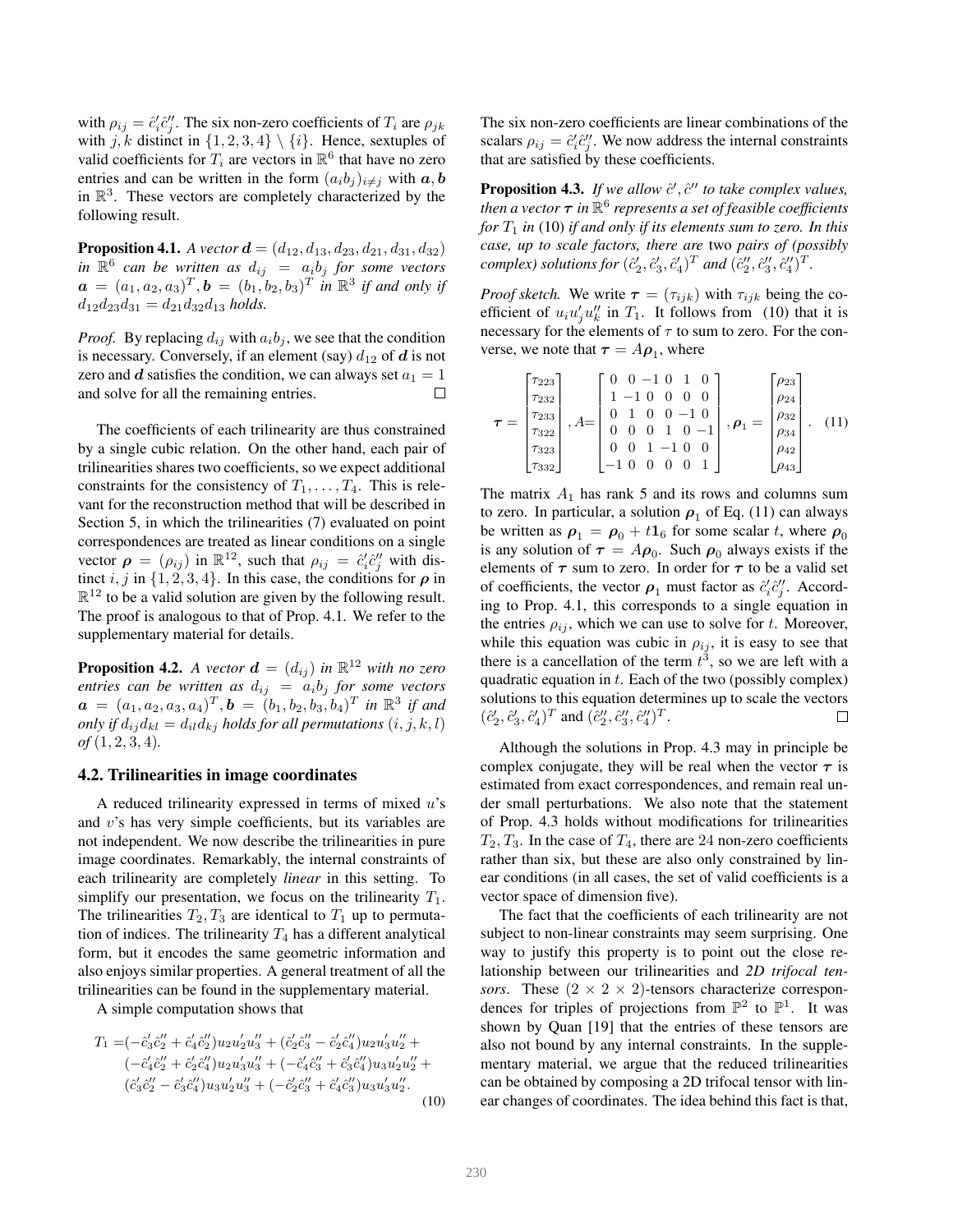with $\rho_{ij} = \hat{c}'_i \hat{c}''_j$. The six non-zero coefficients of $T_i$ are $\rho_{jk}$ with $j,k$ distinct in $\{1,2,3,4\} \setminus \{i\}$. Hence, sextuples of valid coefficients for $T_i$ are vectors in $\mathbb{R}^6$ that have no zero entries and can be written in the form $(a_i b_j)_{i \neq j}$ with $\boldsymbol{a}, \boldsymbol{b}$ in $\mathbb{R}^3$. These vectors are completely characterized by the following result.

**Proposition 4.1.** *A vector $\boldsymbol{d} = (d_{12}, d_{13}, d_{23}, d_{21}, d_{31}, d_{32})$ in $\mathbb{R}^6$ can be written as $d_{ij} = a_i b_j$ for some vectors $\boldsymbol{a} = (a_1, a_2, a_3)^T, \boldsymbol{b} = (b_1, b_2, b_3)^T$ in $\mathbb{R}^3$ if and only if $d_{12} d_{23} d_{31} = d_{21} d_{32} d_{13}$ holds.*

*Proof.* By replacing $d_{ij}$ with $a_i b_j$, we see that the condition is necessary. Conversely, if an element (say) $d_{12}$ of $\boldsymbol{d}$ is not zero and $\boldsymbol{d}$ satisfies the condition, we can always set $a_1 = 1$ and solve for all the remaining entries. □

The coefficients of each trilinearity are thus constrained by a single cubic relation. On the other hand, each pair of trilinearities shares two coefficients, so we expect additional constraints for the consistency of $T_1, \ldots, T_4$. This is relevant for the reconstruction method that will be described in Section 5, in which the trilinearities (7) evaluated on point correspondences are treated as linear conditions on a single vector $\boldsymbol{\rho} = (\rho_{ij})$ in $\mathbb{R}^{12}$, such that $\rho_{ij} = \hat{c}'_i \hat{c}''_j$ with distinct $i,j$ in $\{1,2,3,4\}$. In this case, the conditions for $\boldsymbol{\rho}$ in $\mathbb{R}^{12}$ to be a valid solution are given by the following result. The proof is analogous to that of Prop. 4.1. We refer to the supplementary material for details.

**Proposition 4.2.** *A vector $\boldsymbol{d} = (d_{ij})$ in $\mathbb{R}^{12}$ with no zero entries can be written as $d_{ij} = a_i b_j$ for some vectors $\boldsymbol{a} = (a_1, a_2, a_3, a_4)^T, \boldsymbol{b} = (b_1, b_2, b_3, b_4)^T$ in $\mathbb{R}^3$ if and only if $d_{ij} d_{kl} = d_{il} d_{kj}$ holds for all permutations $(i,j,k,l)$ of $(1,2,3,4)$.*

## 4.2. Trilinearities in image coordinates

A reduced trilinearity expressed in terms of mixed $u$'s and $v$'s has very simple coefficients, but its variables are not independent. We now describe the trilinearities in pure image coordinates. Remarkably, the internal constraints of each trilinearity are completely *linear* in this setting. To simplify our presentation, we focus on the trilinearity $T_1$. The trilinearities $T_2, T_3$ are identical to $T_1$ up to permutation of indices. The trilinearity $T_4$ has a different analytical form, but it encodes the same geometric information and also enjoys similar properties. A general treatment of all the trilinearities can be found in the supplementary material.

A simple computation shows that

$$
\begin{aligned}
T_1 =& (-\hat{c}'_3 \hat{c}''_2 + \hat{c}'_4 \hat{c}''_2) u_2 u'_2 u''_3 + (\hat{c}'_2 \hat{c}''_3 - \hat{c}'_2 \hat{c}''_4) u_2 u'_3 u''_2 + \\
& (-\hat{c}'_4 \hat{c}''_2 + \hat{c}'_2 \hat{c}''_4) u_2 u'_3 u''_3 + (-\hat{c}'_4 \hat{c}''_3 + \hat{c}'_3 \hat{c}''_4) u_3 u'_2 u''_2 + \\
& (\hat{c}'_3 \hat{c}''_2 - \hat{c}'_3 \hat{c}''_4) u_3 u'_2 u''_3 + (-\hat{c}'_2 \hat{c}''_3 + \hat{c}'_4 \hat{c}''_3) u_3 u'_3 u''_2 .
\end{aligned}
\tag{10}
$$

The six non-zero coefficients are linear combinations of the scalars $\rho_{ij} = \hat{c}'_i \hat{c}''_j$. We now address the internal constraints that are satisfied by these coefficients.

**Proposition 4.3.** *If we allow $\hat{c}', \hat{c}''$ to take complex values, then a vector $\boldsymbol{\tau}$ in $\mathbb{R}^6$ represents a set of feasible coefficients for $T_1$ in* (10) *if and only if its elements sum to zero. In this case, up to scale factors, there are* two *pairs of (possibly complex) solutions for $(\hat{c}'_2, \hat{c}'_3, \hat{c}'_4)^T$ and $(\hat{c}''_2, \hat{c}''_3, \hat{c}''_4)^T$.*

*Proof sketch.* We write $\boldsymbol{\tau} = (\tau_{ijk})$ with $\tau_{ijk}$ being the coefficient of $u_i u'_j u''_k$ in $T_1$. It follows from (10) that it is necessary for the elements of $\tau$ to sum to zero. For the converse, we note that $\boldsymbol{\tau} = A \boldsymbol{\rho}_1$, where

$$
\boldsymbol{\tau} = \begin{bmatrix} \tau_{223} \\ \tau_{232} \\ \tau_{233} \\ \tau_{322} \\ \tau_{323} \\ \tau_{332} \end{bmatrix}, A = \begin{bmatrix} 0 & 0 & -1 & 0 & 1 & 0 \\ 1 & -1 & 0 & 0 & 0 & 0 \\ 0 & 1 & 0 & 0 & -1 & 0 \\ 0 & 0 & 0 & 1 & 0 & -1 \\ 0 & 0 & 1 & -1 & 0 & 0 \\ -1 & 0 & 0 & 0 & 0 & 1 \end{bmatrix}, \boldsymbol{\rho}_1 = \begin{bmatrix} \rho_{23} \\ \rho_{24} \\ \rho_{32} \\ \rho_{34} \\ \rho_{42} \\ \rho_{43} \end{bmatrix}. \tag{11}
$$

The matrix $A_1$ has rank 5 and its rows and columns sum to zero. In particular, a solution $\boldsymbol{\rho}_1$ of Eq. (11) can always be written as $\boldsymbol{\rho}_1 = \boldsymbol{\rho}_0 + t \mathbf{1}_6$ for some scalar $t$, where $\boldsymbol{\rho}_0$ is any solution of $\boldsymbol{\tau} = A \boldsymbol{\rho}_0$. Such $\boldsymbol{\rho}_0$ always exists if the elements of $\boldsymbol{\tau}$ sum to zero. In order for $\boldsymbol{\tau}$ to be a valid set of coefficients, the vector $\boldsymbol{\rho}_1$ must factor as $\hat{c}'_i \hat{c}''_j$. According to Prop. 4.1, this corresponds to a single equation in the entries $\rho_{ij}$, which we can use to solve for $t$. Moreover, while this equation was cubic in $\rho_{ij}$, it is easy to see that there is a cancellation of the term $t^3$, so we are left with a quadratic equation in $t$. Each of the two (possibly complex) solutions to this equation determines up to scale the vectors $(\hat{c}'_2, \hat{c}'_3, \hat{c}'_4)^T$ and $(\hat{c}''_2, \hat{c}''_3, \hat{c}''_4)^T$. □

Although the solutions in Prop. 4.3 may in principle be complex conjugate, they will be real when the vector $\boldsymbol{\tau}$ is estimated from exact correspondences, and remain real under small perturbations. We also note that the statement of Prop. 4.3 holds without modifications for trilinearities $T_2, T_3$. In the case of $T_4$, there are 24 non-zero coefficients rather than six, but these are also only constrained by linear conditions (in all cases, the set of valid coefficients is a vector space of dimension five).

The fact that the coefficients of each trilinearity are not subject to non-linear constraints may seem surprising. One way to justify this property is to point out the close relationship between our trilinearities and *2D trifocal tensors*. These $(2 \times 2 \times 2)$-tensors characterize correspondences for triples of projections from $\mathbb{P}^2$ to $\mathbb{P}^1$. It was shown by Quan [19] that the entries of these tensors are also not bound by any internal constraints. In the supplementary material, we argue that the reduced trilinearities can be obtained by composing a 2D trifocal tensor with linear changes of coordinates. The idea behind this fact is that,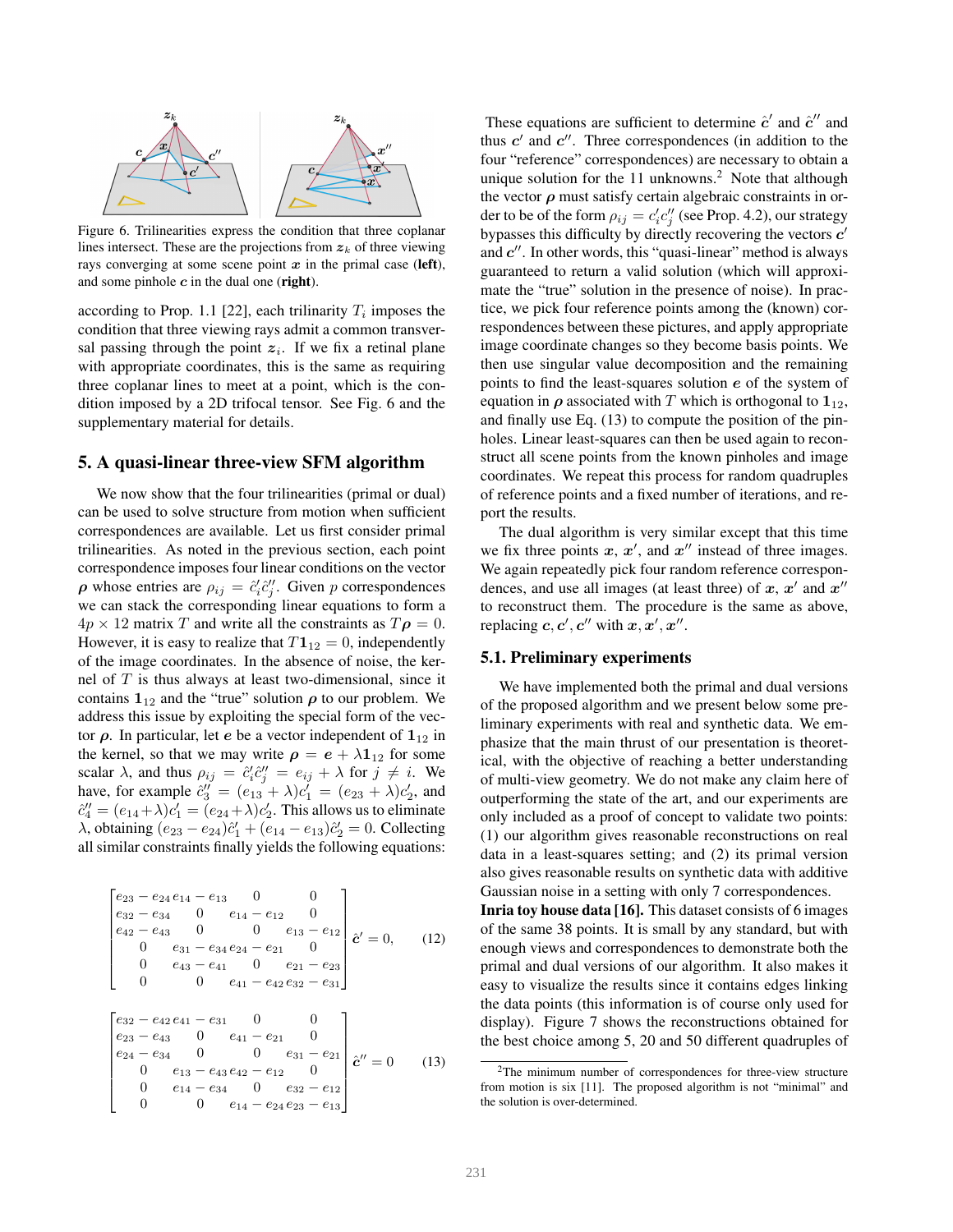Figure 6. Trilinearities express the condition that three coplanar lines intersect. These are the projections from $\boldsymbol{z}_k$ of three viewing rays converging at some scene point $\boldsymbol{x}$ in the primal case (**left**), and some pinhole $\boldsymbol{c}$ in the dual one (**right**).

according to Prop. 1.1 [22], each trilinarity $T_i$ imposes the condition that three viewing rays admit a common transversal passing through the point $\boldsymbol{z}_i$. If we fix a retinal plane with appropriate coordinates, this is the same as requiring three coplanar lines to meet at a point, which is the condition imposed by a 2D trifocal tensor. See Fig. 6 and the supplementary material for details.

## 5. A quasi-linear three-view SFM algorithm

We now show that the four trilinearities (primal or dual) can be used to solve structure from motion when sufficient correspondences are available. Let us first consider primal trilinearities. As noted in the previous section, each point correspondence imposes four linear conditions on the vector $\boldsymbol{\rho}$ whose entries are $\rho_{ij} = \hat{c}'_i \hat{c}''_j$. Given $p$ correspondences we can stack the corresponding linear equations to form a $4p \times 12$ matrix $T$ and write all the constraints as $T\boldsymbol{\rho} = 0$. However, it is easy to realize that $T\mathbf{1}_{12} = 0$, independently of the image coordinates. In the absence of noise, the kernel of $T$ is thus always at least two-dimensional, since it contains $\mathbf{1}_{12}$ and the "true" solution $\boldsymbol{\rho}$ to our problem. We address this issue by exploiting the special form of the vector $\boldsymbol{\rho}$. In particular, let $\boldsymbol{e}$ be a vector independent of $\mathbf{1}_{12}$ in the kernel, so that we may write $\boldsymbol{\rho} = \boldsymbol{e} + \lambda \mathbf{1}_{12}$ for some scalar $\lambda$, and thus $\rho_{ij} = \hat{c}'_i \hat{c}''_j = e_{ij} + \lambda$ for $j \neq i$. We have, for example $\hat{c}''_3 = (e_{13} + \lambda)c'_1 = (e_{23} + \lambda)c'_2$, and $\hat{c}''_4 = (e_{14}+\lambda)c'_1 = (e_{24}+\lambda)c'_2$. This allows us to eliminate $\lambda$, obtaining $(e_{23} - e_{24})\hat{c}'_1 + (e_{14} - e_{13})\hat{c}'_2 = 0$. Collecting all similar constraints finally yields the following equations:

$$
\begin{bmatrix}
e_{23} - e_{24} & e_{14} - e_{13} & 0 & 0 \\
e_{32} - e_{34} & 0 & e_{14} - e_{12} & 0 \\
e_{42} - e_{43} & 0 & 0 & e_{13} - e_{12} \\
0 & e_{31} - e_{34} & e_{24} - e_{21} & 0 \\
0 & e_{43} - e_{41} & 0 & e_{21} - e_{23} \\
0 & 0 & e_{41} - e_{42} & e_{32} - e_{31}
\end{bmatrix} \hat{\boldsymbol{c}}' = 0, \qquad (12)
$$

$$
\begin{bmatrix}
e_{32} - e_{42} & e_{41} - e_{31} & 0 & 0 \\
e_{23} - e_{43} & 0 & e_{41} - e_{21} & 0 \\
e_{24} - e_{34} & 0 & 0 & e_{31} - e_{21} \\
0 & e_{13} - e_{43} & e_{42} - e_{12} & 0 \\
0 & e_{14} - e_{34} & 0 & e_{32} - e_{12} \\
0 & 0 & e_{14} - e_{24} & e_{23} - e_{13}
\end{bmatrix} \hat{\boldsymbol{c}}'' = 0 \qquad (13)
$$

These equations are sufficient to determine $\hat{\boldsymbol{c}}'$ and $\hat{\boldsymbol{c}}''$ and thus $\boldsymbol{c}'$ and $\boldsymbol{c}''$. Three correspondences (in addition to the four "reference" correspondences) are necessary to obtain a unique solution for the 11 unknowns.[2] Note that although the vector $\boldsymbol{\rho}$ must satisfy certain algebraic constraints in order to be of the form $\rho_{ij} = c'_i c''_j$ (see Prop. 4.2), our strategy bypasses this difficulty by directly recovering the vectors $\boldsymbol{c}'$ and $\boldsymbol{c}''$. In other words, this "quasi-linear" method is always guaranteed to return a valid solution (which will approximate the "true" solution in the presence of noise). In practice, we pick four reference points among the (known) correspondences between these pictures, and apply appropriate image coordinate changes so they become basis points. We then use singular value decomposition and the remaining points to find the least-squares solution $\boldsymbol{e}$ of the system of equation in $\boldsymbol{\rho}$ associated with $T$ which is orthogonal to $\mathbf{1}_{12}$, and finally use Eq. (13) to compute the position of the pinholes. Linear least-squares can then be used again to reconstruct all scene points from the known pinholes and image coordinates. We repeat this process for random quadruples of reference points and a fixed number of iterations, and report the results.

The dual algorithm is very similar except that this time we fix three points $\boldsymbol{x}$, $\boldsymbol{x}'$, and $\boldsymbol{x}''$ instead of three images. We again repeatedly pick four random reference correspondences, and use all images (at least three) of $\boldsymbol{x}$, $\boldsymbol{x}'$ and $\boldsymbol{x}''$ to reconstruct them. The procedure is the same as above, replacing $\boldsymbol{c}, \boldsymbol{c}', \boldsymbol{c}''$ with $\boldsymbol{x}, \boldsymbol{x}', \boldsymbol{x}''$.

### 5.1. Preliminary experiments

We have implemented both the primal and dual versions of the proposed algorithm and we present below some preliminary experiments with real and synthetic data. We emphasize that the main thrust of our presentation is theoretical, with the objective of reaching a better understanding of multi-view geometry. We do not make any claim here of outperforming the state of the art, and our experiments are only included as a proof of concept to validate two points: (1) our algorithm gives reasonable reconstructions on real data in a least-squares setting; and (2) its primal version also gives reasonable results on synthetic data with additive Gaussian noise in a setting with only 7 correspondences.

**Inria toy house data [16].** This dataset consists of 6 images of the same 38 points. It is small by any standard, but with enough views and correspondences to demonstrate both the primal and dual versions of our algorithm. It also makes it easy to visualize the results since it contains edges linking the data points (this information is of course only used for display). Figure 7 shows the reconstructions obtained for the best choice among 5, 20 and 50 different quadruples of

[2] The minimum number of correspondences for three-view structure from motion is six [11]. The proposed algorithm is not "minimal" and the solution is over-determined.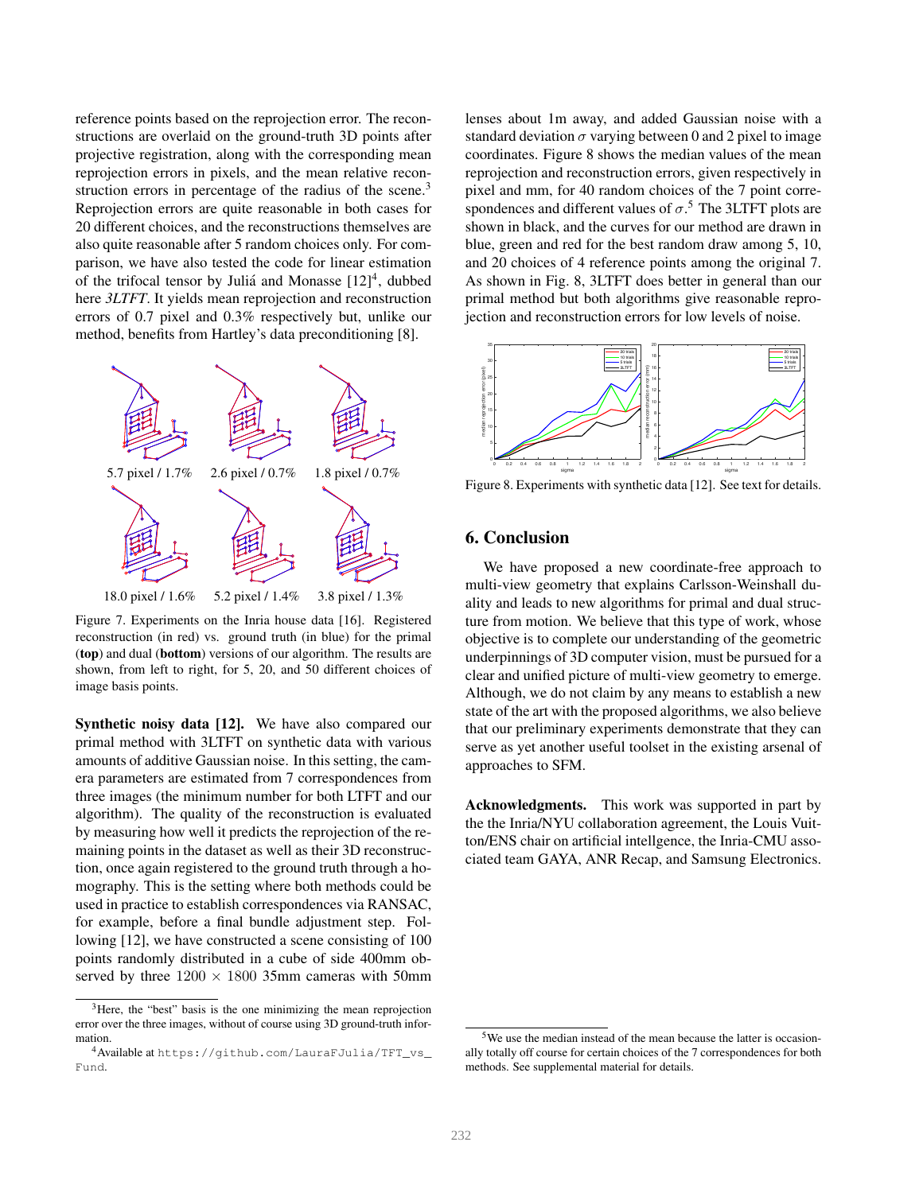reference points based on the reprojection error. The reconstructions are overlaid on the ground-truth 3D points after projective registration, along with the corresponding mean reprojection errors in pixels, and the mean relative reconstruction errors in percentage of the radius of the scene.[3] Reprojection errors are quite reasonable in both cases for 20 different choices, and the reconstructions themselves are also quite reasonable after 5 random choices only. For comparison, we have also tested the code for linear estimation of the trifocal tensor by Juliá and Monasse [12][4], dubbed here *3LTFT*. It yields mean reprojection and reconstruction errors of 0.7 pixel and 0.3% respectively but, unlike our method, benefits from Hartley's data preconditioning [8].

5.7 pixel / 1.7% 2.6 pixel / 0.7% 1.8 pixel / 0.7%

18.0 pixel / 1.6% 5.2 pixel / 1.4% 3.8 pixel / 1.3%

Figure 7. Experiments on the Inria house data [16]. Registered reconstruction (in red) vs. ground truth (in blue) for the primal (**top**) and dual (**bottom**) versions of our algorithm. The results are shown, from left to right, for 5, 20, and 50 different choices of image basis points.

**Synthetic noisy data [12].** We have also compared our primal method with 3LTFT on synthetic data with various amounts of additive Gaussian noise. In this setting, the camera parameters are estimated from 7 correspondences from three images (the minimum number for both LTFT and our algorithm). The quality of the reconstruction is evaluated by measuring how well it predicts the reprojection of the remaining points in the dataset as well as their 3D reconstruction, once again registered to the ground truth through a homography. This is the setting where both methods could be used in practice to establish correspondences via RANSAC, for example, before a final bundle adjustment step. Following [12], we have constructed a scene consisting of 100 points randomly distributed in a cube of side 400mm observed by three $1200 \times 1800$ 35mm cameras with 50mm lenses about 1m away, and added Gaussian noise with a standard deviation $\sigma$ varying between 0 and 2 pixel to image coordinates. Figure 8 shows the median values of the mean reprojection and reconstruction errors, given respectively in pixel and mm, for 40 random choices of the 7 point correspondences and different values of $\sigma$.[5] The 3LTFT plots are shown in black, and the curves for our method are drawn in blue, green and red for the best random draw among 5, 10, and 20 choices of 4 reference points among the original 7. As shown in Fig. 8, 3LTFT does better in general than our primal method but both algorithms give reasonable reprojection and reconstruction errors for low levels of noise.

Figure 8. Experiments with synthetic data [12]. See text for details.

## 6. Conclusion

We have proposed a new coordinate-free approach to multi-view geometry that explains Carlsson-Weinshall duality and leads to new algorithms for primal and dual structure from motion. We believe that this type of work, whose objective is to complete our understanding of the geometric underpinnings of 3D computer vision, must be pursued for a clear and unified picture of multi-view geometry to emerge. Although, we do not claim by any means to establish a new state of the art with the proposed algorithms, we also believe that our preliminary experiments demonstrate that they can serve as yet another useful toolset in the existing arsenal of approaches to SFM.

**Acknowledgments.** This work was supported in part by the the Inria/NYU collaboration agreement, the Louis Vuitton/ENS chair on artificial intellgence, the Inria-CMU associated team GAYA, ANR Recap, and Samsung Electronics.

[3] Here, the "best" basis is the one minimizing the mean reprojection error over the three images, without of course using 3D ground-truth information.

[4] Available at `https://github.com/LauraFJulia/TFT_vs_Fund`.

[5] We use the median instead of the mean because the latter is occasionally totally off course for certain choices of the 7 correspondences for both methods. See supplemental material for details.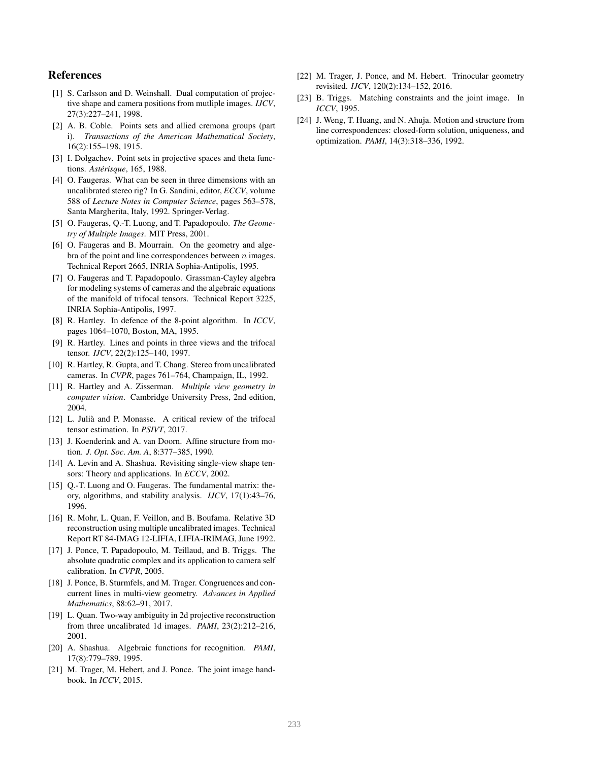## References

[1] S. Carlsson and D. Weinshall. Dual computation of projective shape and camera positions from mutliple images. *IJCV*, 27(3):227–241, 1998.

[2] A. B. Coble. Points sets and allied cremona groups (part i). *Transactions of the American Mathematical Society*, 16(2):155–198, 1915.

[3] I. Dolgachev. Point sets in projective spaces and theta functions. *Astérisque*, 165, 1988.

[4] O. Faugeras. What can be seen in three dimensions with an uncalibrated stereo rig? In G. Sandini, editor, *ECCV*, volume 588 of *Lecture Notes in Computer Science*, pages 563–578, Santa Margherita, Italy, 1992. Springer-Verlag.

[5] O. Faugeras, Q.-T. Luong, and T. Papadopoulo. *The Geometry of Multiple Images*. MIT Press, 2001.

[6] O. Faugeras and B. Mourrain. On the geometry and algebra of the point and line correspondences between $n$ images. Technical Report 2665, INRIA Sophia-Antipolis, 1995.

[7] O. Faugeras and T. Papadopoulo. Grassman-Cayley algebra for modeling systems of cameras and the algebraic equations of the manifold of trifocal tensors. Technical Report 3225, INRIA Sophia-Antipolis, 1997.

[8] R. Hartley. In defence of the 8-point algorithm. In *ICCV*, pages 1064–1070, Boston, MA, 1995.

[9] R. Hartley. Lines and points in three views and the trifocal tensor. *IJCV*, 22(2):125–140, 1997.

[10] R. Hartley, R. Gupta, and T. Chang. Stereo from uncalibrated cameras. In *CVPR*, pages 761–764, Champaign, IL, 1992.

[11] R. Hartley and A. Zisserman. *Multiple view geometry in computer vision*. Cambridge University Press, 2nd edition, 2004.

[12] L. Julià and P. Monasse. A critical review of the trifocal tensor estimation. In *PSIVT*, 2017.

[13] J. Koenderink and A. van Doorn. Affine structure from motion. *J. Opt. Soc. Am. A*, 8:377–385, 1990.

[14] A. Levin and A. Shashua. Revisiting single-view shape tensors: Theory and applications. In *ECCV*, 2002.

[15] Q.-T. Luong and O. Faugeras. The fundamental matrix: theory, algorithms, and stability analysis. *IJCV*, 17(1):43–76, 1996.

[16] R. Mohr, L. Quan, F. Veillon, and B. Boufama. Relative 3D reconstruction using multiple uncalibrated images. Technical Report RT 84-IMAG 12-LIFIA, LIFIA-IRIMAG, June 1992.

[17] J. Ponce, T. Papadopoulo, M. Teillaud, and B. Triggs. The absolute quadratic complex and its application to camera self calibration. In *CVPR*, 2005.

[18] J. Ponce, B. Sturmfels, and M. Trager. Congruences and concurrent lines in multi-view geometry. *Advances in Applied Mathematics*, 88:62–91, 2017.

[19] L. Quan. Two-way ambiguity in 2d projective reconstruction from three uncalibrated 1d images. *PAMI*, 23(2):212–216, 2001.

[20] A. Shashua. Algebraic functions for recognition. *PAMI*, 17(8):779–789, 1995.

[21] M. Trager, M. Hebert, and J. Ponce. The joint image handbook. In *ICCV*, 2015.

[22] M. Trager, J. Ponce, and M. Hebert. Trinocular geometry revisited. *IJCV*, 120(2):134–152, 2016.

[23] B. Triggs. Matching constraints and the joint image. In *ICCV*, 1995.

[24] J. Weng, T. Huang, and N. Ahuja. Motion and structure from line correspondences: closed-form solution, uniqueness, and optimization. *PAMI*, 14(3):318–336, 1992.